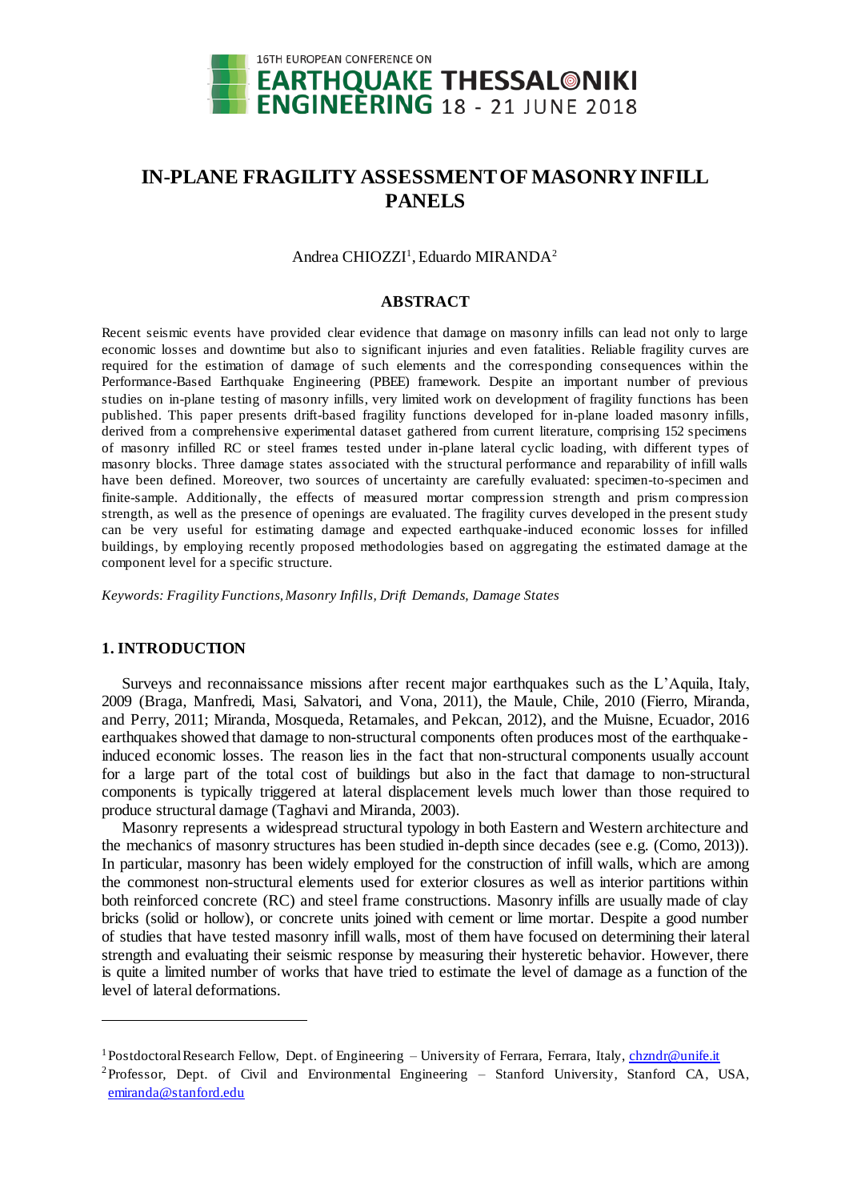# IN-PLANE FRAGILITY ASSESSMENT OF MASONRY INFILL PANELS

Andrea CHIOZZI[1], Eduardo MIRANDA[2]

## ABSTRACT

Recent seismic events have provided clear evidence that damage on masonry infills can lead not only to large economic losses and downtime but also to significant injuries and even fatalities. Reliable fragility curves are required for the estimation of damage of such elements and the corresponding consequences within the Performance-Based Earthquake Engineering (PBEE) framework. Despite an important number of previous studies on in-plane testing of masonry infills, very limited work on development of fragility functions has been published. This paper presents drift-based fragility functions developed for in-plane loaded masonry infills, derived from a comprehensive experimental dataset gathered from current literature, comprising 152 specimens of masonry infilled RC or steel frames tested under in-plane lateral cyclic loading, with different types of masonry blocks. Three damage states associated with the structural performance and reparability of infill walls have been defined. Moreover, two sources of uncertainty are carefully evaluated: specimen-to-specimen and finite-sample. Additionally, the effects of measured mortar compression strength and prism compression strength, as well as the presence of openings are evaluated. The fragility curves developed in the present study can be very useful for estimating damage and expected earthquake-induced economic losses for infilled buildings, by employing recently proposed methodologies based on aggregating the estimated damage at the component level for a specific structure.

*Keywords: Fragility Functions, Masonry Infills, Drift Demands, Damage States*

## 1. INTRODUCTION

Surveys and reconnaissance missions after recent major earthquakes such as the L'Aquila, Italy, 2009 (Braga, Manfredi, Masi, Salvatori, and Vona, 2011), the Maule, Chile, 2010 (Fierro, Miranda, and Perry, 2011; Miranda, Mosqueda, Retamales, and Pekcan, 2012), and the Muisne, Ecuador, 2016 earthquakes showed that damage to non-structural components often produces most of the earthquake-induced economic losses. The reason lies in the fact that non-structural components usually account for a large part of the total cost of buildings but also in the fact that damage to non-structural components is typically triggered at lateral displacement levels much lower than those required to produce structural damage (Taghavi and Miranda, 2003).

Masonry represents a widespread structural typology in both Eastern and Western architecture and the mechanics of masonry structures has been studied in-depth since decades (see e.g. (Como, 2013)). In particular, masonry has been widely employed for the construction of infill walls, which are among the commonest non-structural elements used for exterior closures as well as interior partitions within both reinforced concrete (RC) and steel frame constructions. Masonry infills are usually made of clay bricks (solid or hollow), or concrete units joined with cement or lime mortar. Despite a good number of studies that have tested masonry infill walls, most of them have focused on determining their lateral strength and evaluating their seismic response by measuring their hysteretic behavior. However, there is quite a limited number of works that have tried to estimate the level of damage as a function of the level of lateral deformations.

---

[1] Postdoctoral Research Fellow, Dept. of Engineering – University of Ferrara, Ferrara, Italy, chzndr@unife.it

[2] Professor, Dept. of Civil and Environmental Engineering – Stanford University, Stanford CA, USA, emiranda@stanford.edu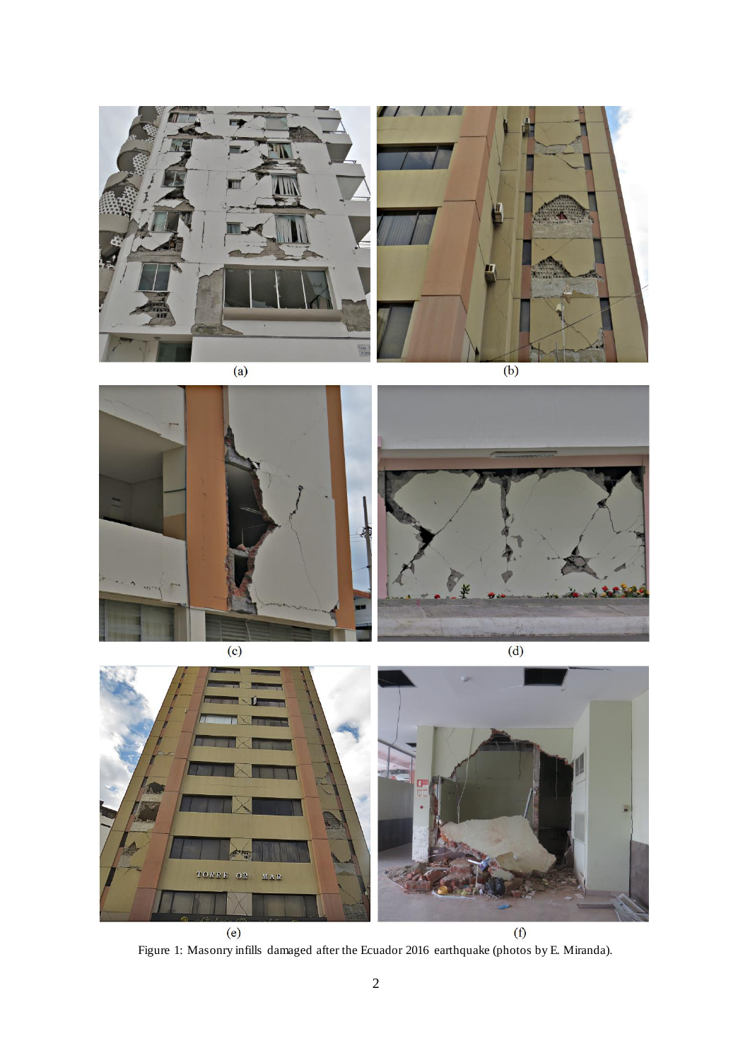(a)

(b)

(c)

(d)

(e)

(f)

Figure 1: Masonry infills damaged after the Ecuador 2016 earthquake (photos by E. Miranda).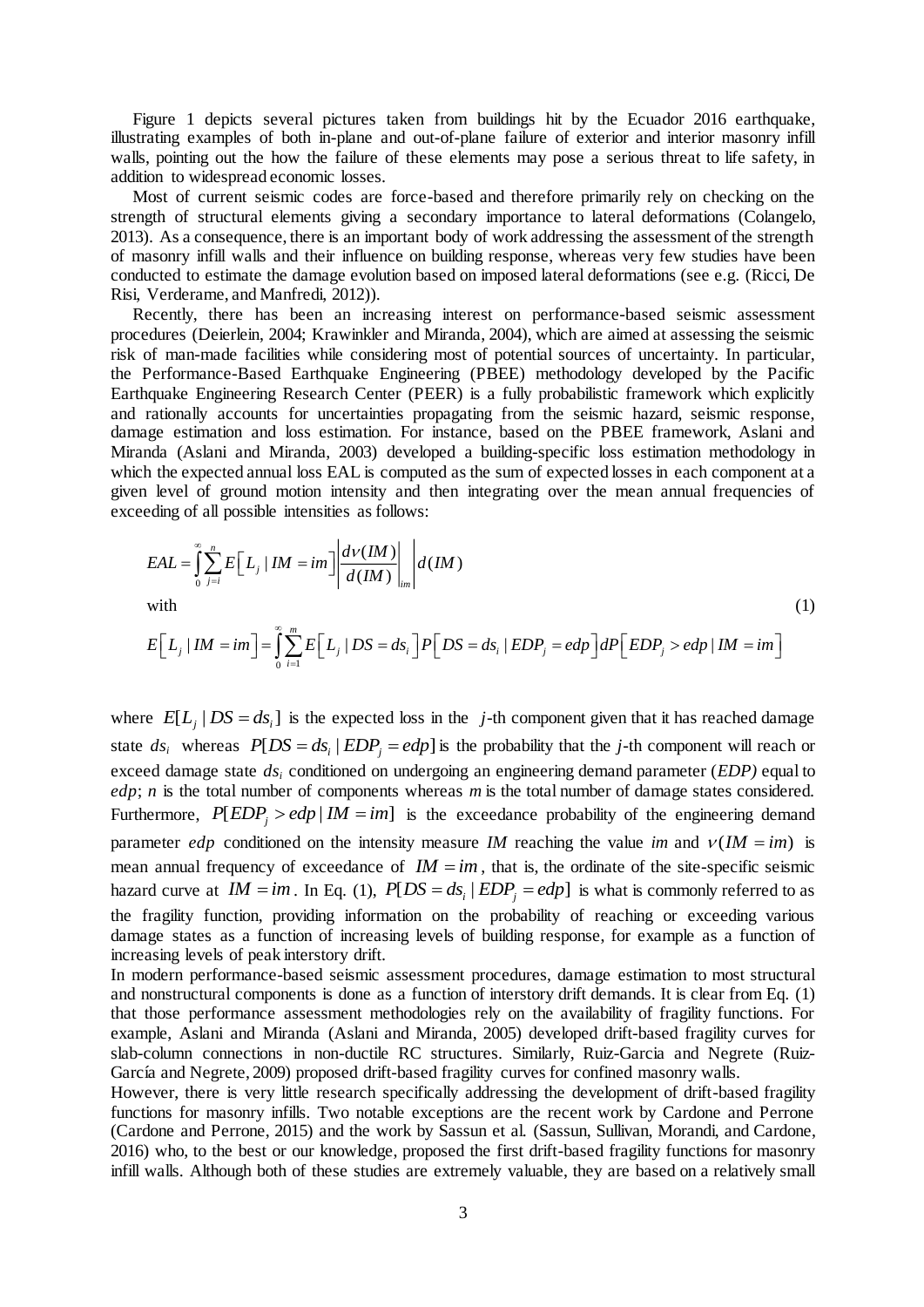Figure 1 depicts several pictures taken from buildings hit by the Ecuador 2016 earthquake, illustrating examples of both in-plane and out-of-plane failure of exterior and interior masonry infill walls, pointing out the how the failure of these elements may pose a serious threat to life safety, in addition to widespread economic losses.

Most of current seismic codes are force-based and therefore primarily rely on checking on the strength of structural elements giving a secondary importance to lateral deformations (Colangelo, 2013). As a consequence, there is an important body of work addressing the assessment of the strength of masonry infill walls and their influence on building response, whereas very few studies have been conducted to estimate the damage evolution based on imposed lateral deformations (see e.g. (Ricci, De Risi, Verderame, and Manfredi, 2012)).

Recently, there has been an increasing interest on performance-based seismic assessment procedures (Deierlein, 2004; Krawinkler and Miranda, 2004), which are aimed at assessing the seismic risk of man-made facilities while considering most of potential sources of uncertainty. In particular, the Performance-Based Earthquake Engineering (PBEE) methodology developed by the Pacific Earthquake Engineering Research Center (PEER) is a fully probabilistic framework which explicitly and rationally accounts for uncertainties propagating from the seismic hazard, seismic response, damage estimation and loss estimation. For instance, based on the PBEE framework, Aslani and Miranda (Aslani and Miranda, 2003) developed a building-specific loss estimation methodology in which the expected annual loss EAL is computed as the sum of expected losses in each component at a given level of ground motion intensity and then integrating over the mean annual frequencies of exceeding of all possible intensities as follows:

$$EAL = \int_0^\infty \sum_{j=i}^{n} E\left[L_j \mid IM = im\right] \left|\frac{d\nu(IM)}{d(IM)}\right|_{im} \left|d(IM)\right|$$

with (1)

$$E\left[L_j \mid IM = im\right] = \int_0^\infty \sum_{i=1}^{m} E\left[L_j \mid DS = ds_i\right] P\left[DS = ds_i \mid EDP_j = edp\right] dP\left[EDP_j > edp \mid IM = im\right]$$

where $E[L_j \mid DS = ds_i]$ is the expected loss in the $j$-th component given that it has reached damage state $ds_i$ whereas $P[DS = ds_i \mid EDP_j = edp]$ is the probability that the $j$-th component will reach or exceed damage state $ds_i$ conditioned on undergoing an engineering demand parameter (*EDP)* equal to *edp*; *n* is the total number of components whereas *m* is the total number of damage states considered. Furthermore, $P[EDP_j > edp \mid IM = im]$ is the exceedance probability of the engineering demand parameter *edp* conditioned on the intensity measure *IM* reaching the value *im* and $\nu(IM = im)$ is mean annual frequency of exceedance of $IM = im$, that is, the ordinate of the site-specific seismic hazard curve at $IM = im$. In Eq. (1), $P[DS = ds_i \mid EDP_j = edp]$ is what is commonly referred to as the fragility function, providing information on the probability of reaching or exceeding various damage states as a function of increasing levels of building response, for example as a function of increasing levels of peak interstory drift.

In modern performance-based seismic assessment procedures, damage estimation to most structural and nonstructural components is done as a function of interstory drift demands. It is clear from Eq. (1) that those performance assessment methodologies rely on the availability of fragility functions. For example, Aslani and Miranda (Aslani and Miranda, 2005) developed drift-based fragility curves for slab-column connections in non-ductile RC structures. Similarly, Ruiz-Garcia and Negrete (Ruiz-García and Negrete, 2009) proposed drift-based fragility curves for confined masonry walls.

However, there is very little research specifically addressing the development of drift-based fragility functions for masonry infills. Two notable exceptions are the recent work by Cardone and Perrone (Cardone and Perrone, 2015) and the work by Sassun et al. (Sassun, Sullivan, Morandi, and Cardone, 2016) who, to the best or our knowledge, proposed the first drift-based fragility functions for masonry infill walls. Although both of these studies are extremely valuable, they are based on a relatively small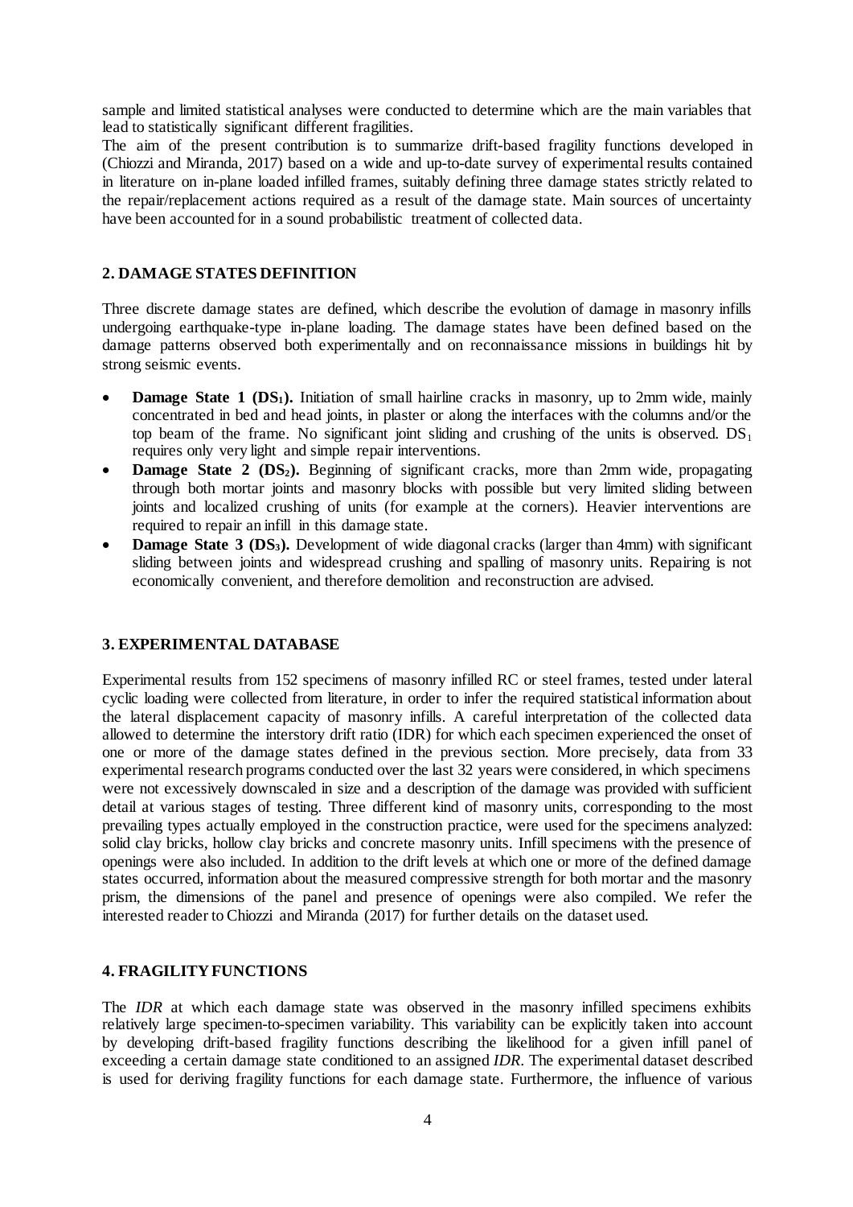sample and limited statistical analyses were conducted to determine which are the main variables that lead to statistically significant different fragilities.

The aim of the present contribution is to summarize drift-based fragility functions developed in (Chiozzi and Miranda, 2017) based on a wide and up-to-date survey of experimental results contained in literature on in-plane loaded infilled frames, suitably defining three damage states strictly related to the repair/replacement actions required as a result of the damage state. Main sources of uncertainty have been accounted for in a sound probabilistic treatment of collected data.

## 2. DAMAGE STATES DEFINITION

Three discrete damage states are defined, which describe the evolution of damage in masonry infills undergoing earthquake-type in-plane loading. The damage states have been defined based on the damage patterns observed both experimentally and on reconnaissance missions in buildings hit by strong seismic events.

- **Damage State 1 ($DS_1$).** Initiation of small hairline cracks in masonry, up to 2mm wide, mainly concentrated in bed and head joints, in plaster or along the interfaces with the columns and/or the top beam of the frame. No significant joint sliding and crushing of the units is observed. $DS_1$ requires only very light and simple repair interventions.
- **Damage State 2 ($DS_2$).** Beginning of significant cracks, more than 2mm wide, propagating through both mortar joints and masonry blocks with possible but very limited sliding between joints and localized crushing of units (for example at the corners). Heavier interventions are required to repair an infill in this damage state.
- **Damage State 3 ($DS_3$).** Development of wide diagonal cracks (larger than 4mm) with significant sliding between joints and widespread crushing and spalling of masonry units. Repairing is not economically convenient, and therefore demolition and reconstruction are advised.

## 3. EXPERIMENTAL DATABASE

Experimental results from 152 specimens of masonry infilled RC or steel frames, tested under lateral cyclic loading were collected from literature, in order to infer the required statistical information about the lateral displacement capacity of masonry infills. A careful interpretation of the collected data allowed to determine the interstory drift ratio (IDR) for which each specimen experienced the onset of one or more of the damage states defined in the previous section. More precisely, data from 33 experimental research programs conducted over the last 32 years were considered, in which specimens were not excessively downscaled in size and a description of the damage was provided with sufficient detail at various stages of testing. Three different kind of masonry units, corresponding to the most prevailing types actually employed in the construction practice, were used for the specimens analyzed: solid clay bricks, hollow clay bricks and concrete masonry units. Infill specimens with the presence of openings were also included. In addition to the drift levels at which one or more of the defined damage states occurred, information about the measured compressive strength for both mortar and the masonry prism, the dimensions of the panel and presence of openings were also compiled. We refer the interested reader to Chiozzi and Miranda (2017) for further details on the dataset used.

## 4. FRAGILITY FUNCTIONS

The *IDR* at which each damage state was observed in the masonry infilled specimens exhibits relatively large specimen-to-specimen variability. This variability can be explicitly taken into account by developing drift-based fragility functions describing the likelihood for a given infill panel of exceeding a certain damage state conditioned to an assigned *IDR*. The experimental dataset described is used for deriving fragility functions for each damage state. Furthermore, the influence of various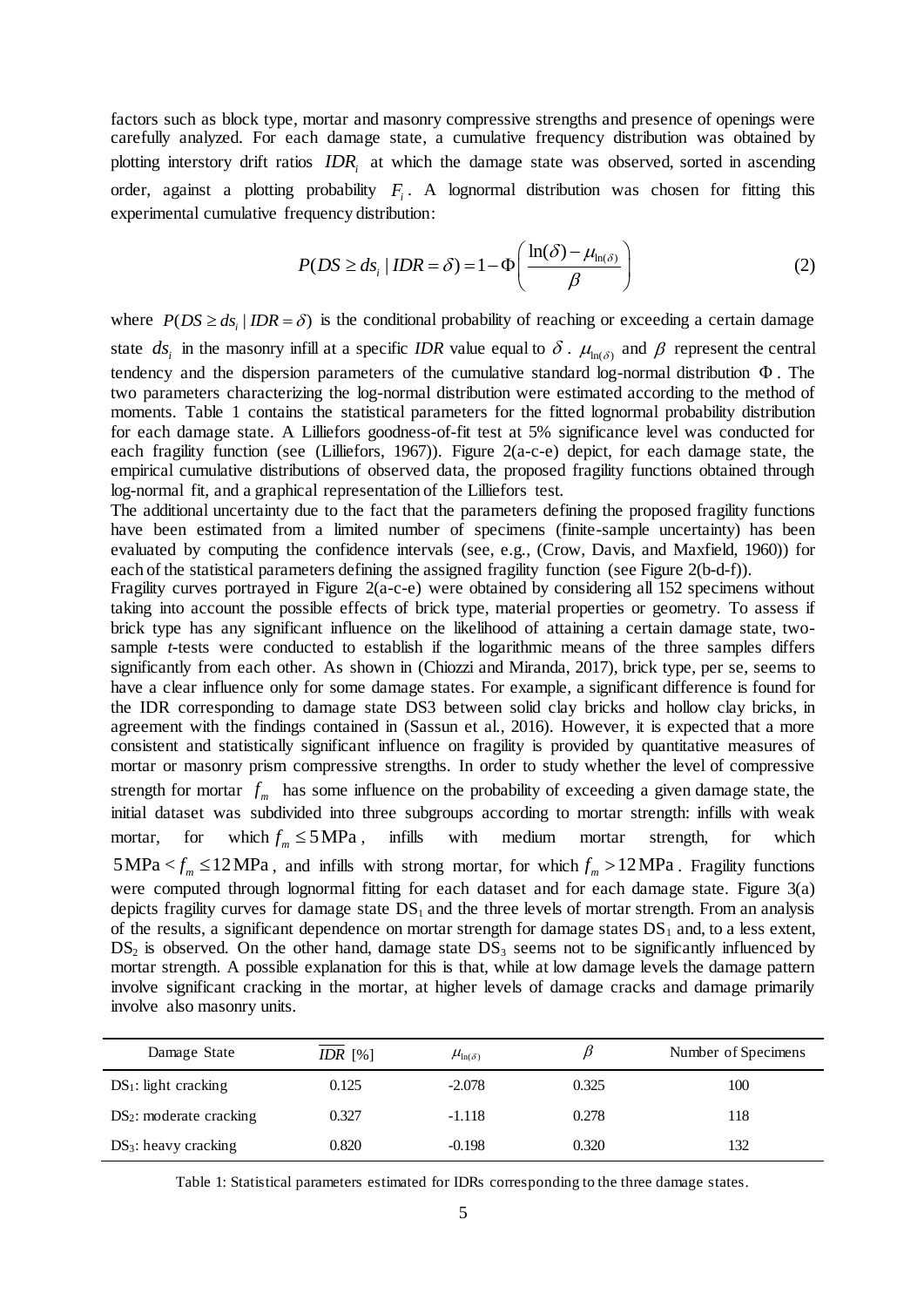factors such as block type, mortar and masonry compressive strengths and presence of openings were carefully analyzed. For each damage state, a cumulative frequency distribution was obtained by plotting interstory drift ratios $IDR_i$ at which the damage state was observed, sorted in ascending order, against a plotting probability $F_i$. A lognormal distribution was chosen for fitting this experimental cumulative frequency distribution:

$$P(DS \geq ds_i \mid IDR = \delta) = 1 - \Phi\left(\frac{\ln(\delta) - \mu_{\ln(\delta)}}{\beta}\right) \tag{2}$$

where $P(DS \geq ds_i \mid IDR = \delta)$ is the conditional probability of reaching or exceeding a certain damage state $ds_i$ in the masonry infill at a specific *IDR* value equal to $\delta$. $\mu_{\ln(\delta)}$ and $\beta$ represent the central tendency and the dispersion parameters of the cumulative standard log-normal distribution $\Phi$. The two parameters characterizing the log-normal distribution were estimated according to the method of moments. Table 1 contains the statistical parameters for the fitted lognormal probability distribution for each damage state. A Lilliefors goodness-of-fit test at 5% significance level was conducted for each fragility function (see (Lilliefors, 1967)). Figure 2(a-c-e) depict, for each damage state, the empirical cumulative distributions of observed data, the proposed fragility functions obtained through log-normal fit, and a graphical representation of the Lilliefors test.

The additional uncertainty due to the fact that the parameters defining the proposed fragility functions have been estimated from a limited number of specimens (finite-sample uncertainty) has been evaluated by computing the confidence intervals (see, e.g., (Crow, Davis, and Maxfield, 1960)) for each of the statistical parameters defining the assigned fragility function (see Figure 2(b-d-f)).

Fragility curves portrayed in Figure 2(a-c-e) were obtained by considering all 152 specimens without taking into account the possible effects of brick type, material properties or geometry. To assess if brick type has any significant influence on the likelihood of attaining a certain damage state, two-sample *t*-tests were conducted to establish if the logarithmic means of the three samples differs significantly from each other. As shown in (Chiozzi and Miranda, 2017), brick type, per se, seems to have a clear influence only for some damage states. For example, a significant difference is found for the IDR corresponding to damage state DS3 between solid clay bricks and hollow clay bricks, in agreement with the findings contained in (Sassun et al., 2016). However, it is expected that a more consistent and statistically significant influence on fragility is provided by quantitative measures of mortar or masonry prism compressive strengths. In order to study whether the level of compressive strength for mortar $f_m$ has some influence on the probability of exceeding a given damage state, the initial dataset was subdivided into three subgroups according to mortar strength: infills with weak mortar, for which $f_m \leq 5\,\text{MPa}$, infills with medium mortar strength, for which $5\,\text{MPa} < f_m \leq 12\,\text{MPa}$, and infills with strong mortar, for which $f_m > 12\,\text{MPa}$. Fragility functions were computed through lognormal fitting for each dataset and for each damage state. Figure 3(a) depicts fragility curves for damage state $DS_1$ and the three levels of mortar strength. From an analysis of the results, a significant dependence on mortar strength for damage states $DS_1$ and, to a less extent, $DS_2$ is observed. On the other hand, damage state $DS_3$ seems not to be significantly influenced by mortar strength. A possible explanation for this is that, while at low damage levels the damage pattern involve significant cracking in the mortar, at higher levels of damage cracks and damage primarily involve also masonry units.

| Damage State | $\overline{IDR}$ [%] | $\mu_{\ln(\delta)}$ | $\beta$ | Number of Specimens |
|---|---|---|---|---|
| $DS_1$: light cracking | 0.125 | -2.078 | 0.325 | 100 |
| $DS_2$: moderate cracking | 0.327 | -1.118 | 0.278 | 118 |
| $DS_3$: heavy cracking | 0.820 | -0.198 | 0.320 | 132 |

Table 1: Statistical parameters estimated for IDRs corresponding to the three damage states.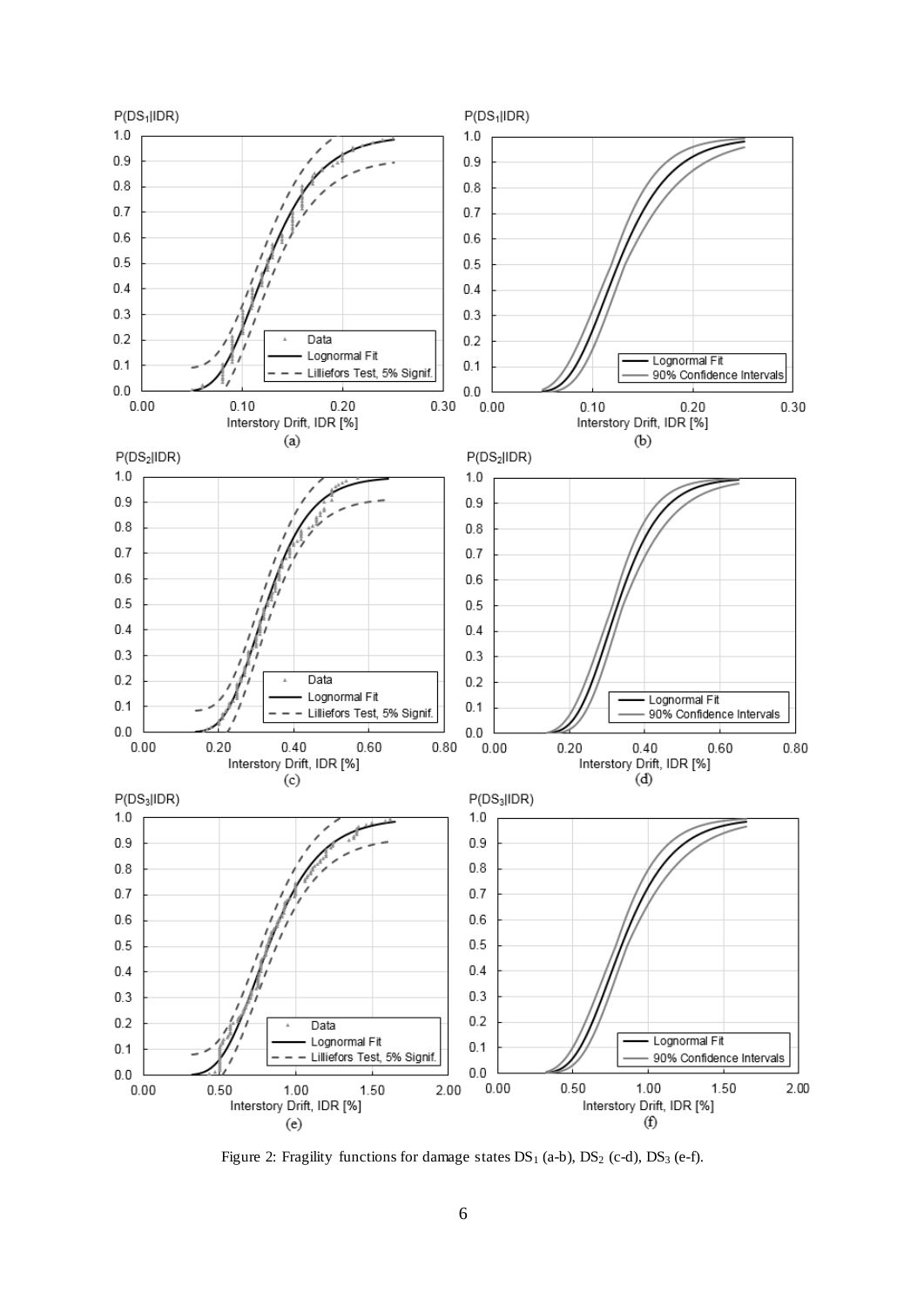Figure 2: Fragility functions for damage states $DS_1$ (a-b), $DS_2$ (c-d), $DS_3$ (e-f).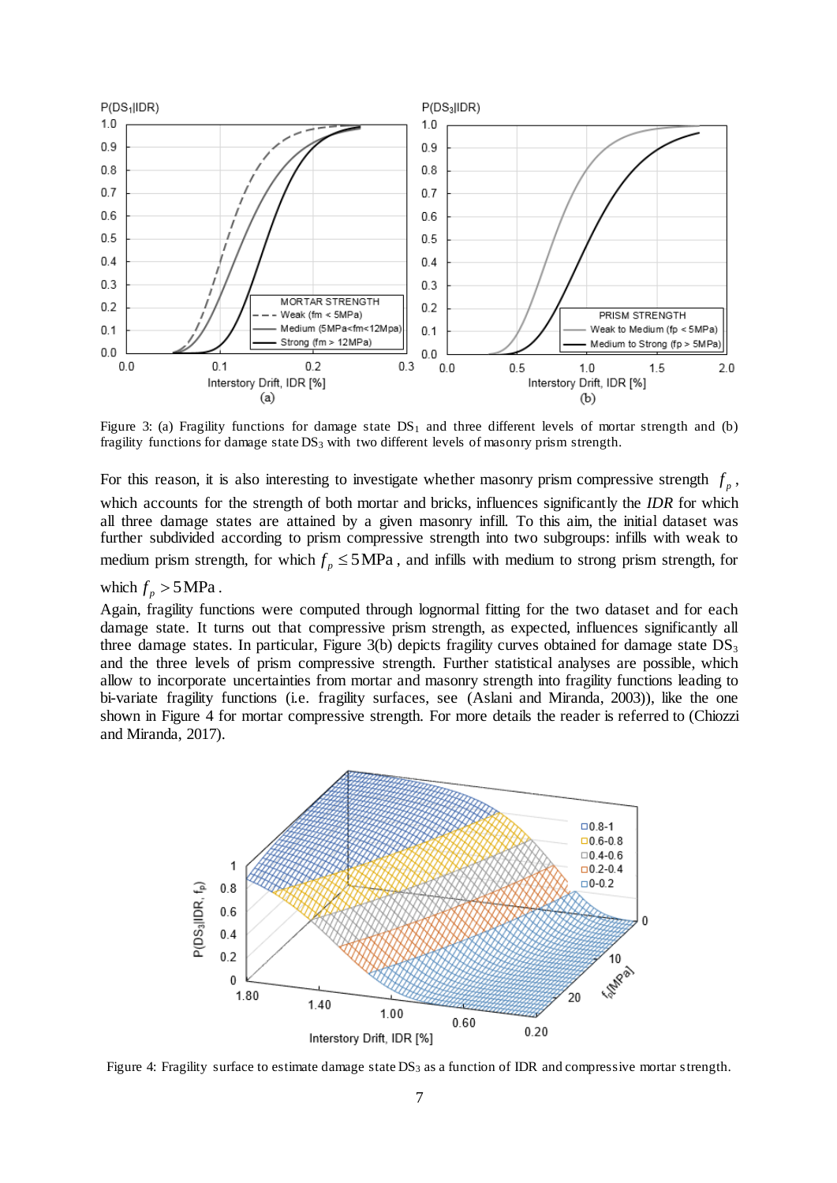Figure 3: (a) Fragility functions for damage state $DS_1$ and three different levels of mortar strength and (b) fragility functions for damage state $DS_3$ with two different levels of masonry prism strength.

For this reason, it is also interesting to investigate whether masonry prism compressive strength $f_p$, which accounts for the strength of both mortar and bricks, influences significantly the *IDR* for which all three damage states are attained by a given masonry infill. To this aim, the initial dataset was further subdivided according to prism compressive strength into two subgroups: infills with weak to medium prism strength, for which $f_p \leq 5\,\text{MPa}$, and infills with medium to strong prism strength, for which $f_p > 5\,\text{MPa}$.

Again, fragility functions were computed through lognormal fitting for the two dataset and for each damage state. It turns out that compressive prism strength, as expected, influences significantly all three damage states. In particular, Figure 3(b) depicts fragility curves obtained for damage state $DS_3$ and the three levels of prism compressive strength. Further statistical analyses are possible, which allow to incorporate uncertainties from mortar and masonry strength into fragility functions leading to bi-variate fragility functions (i.e. fragility surfaces, see (Aslani and Miranda, 2003)), like the one shown in Figure 4 for mortar compressive strength. For more details the reader is referred to (Chiozzi and Miranda, 2017).

Figure 4: Fragility surface to estimate damage state $DS_3$ as a function of IDR and compressive mortar strength.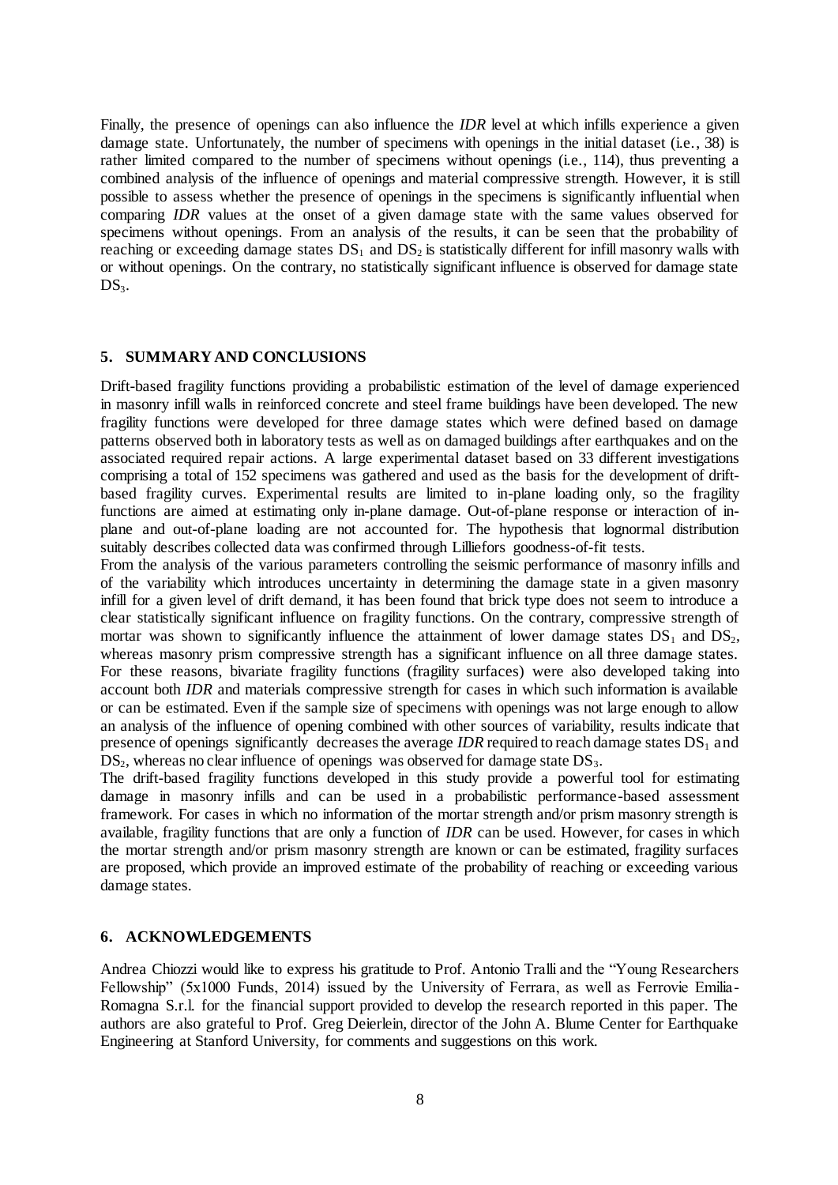Finally, the presence of openings can also influence the *IDR* level at which infills experience a given damage state. Unfortunately, the number of specimens with openings in the initial dataset (i.e., 38) is rather limited compared to the number of specimens without openings (i.e., 114), thus preventing a combined analysis of the influence of openings and material compressive strength. However, it is still possible to assess whether the presence of openings in the specimens is significantly influential when comparing *IDR* values at the onset of a given damage state with the same values observed for specimens without openings. From an analysis of the results, it can be seen that the probability of reaching or exceeding damage states $DS_1$ and $DS_2$ is statistically different for infill masonry walls with or without openings. On the contrary, no statistically significant influence is observed for damage state $DS_3$.

## 5. SUMMARY AND CONCLUSIONS

Drift-based fragility functions providing a probabilistic estimation of the level of damage experienced in masonry infill walls in reinforced concrete and steel frame buildings have been developed. The new fragility functions were developed for three damage states which were defined based on damage patterns observed both in laboratory tests as well as on damaged buildings after earthquakes and on the associated required repair actions. A large experimental dataset based on 33 different investigations comprising a total of 152 specimens was gathered and used as the basis for the development of drift-based fragility curves. Experimental results are limited to in-plane loading only, so the fragility functions are aimed at estimating only in-plane damage. Out-of-plane response or interaction of in-plane and out-of-plane loading are not accounted for. The hypothesis that lognormal distribution suitably describes collected data was confirmed through Lilliefors goodness-of-fit tests.

From the analysis of the various parameters controlling the seismic performance of masonry infills and of the variability which introduces uncertainty in determining the damage state in a given masonry infill for a given level of drift demand, it has been found that brick type does not seem to introduce a clear statistically significant influence on fragility functions. On the contrary, compressive strength of mortar was shown to significantly influence the attainment of lower damage states $DS_1$ and $DS_2$, whereas masonry prism compressive strength has a significant influence on all three damage states. For these reasons, bivariate fragility functions (fragility surfaces) were also developed taking into account both *IDR* and materials compressive strength for cases in which such information is available or can be estimated. Even if the sample size of specimens with openings was not large enough to allow an analysis of the influence of opening combined with other sources of variability, results indicate that presence of openings significantly decreases the average *IDR* required to reach damage states $DS_1$ and $DS_2$, whereas no clear influence of openings was observed for damage state $DS_3$.

The drift-based fragility functions developed in this study provide a powerful tool for estimating damage in masonry infills and can be used in a probabilistic performance-based assessment framework. For cases in which no information of the mortar strength and/or prism masonry strength is available, fragility functions that are only a function of *IDR* can be used. However, for cases in which the mortar strength and/or prism masonry strength are known or can be estimated, fragility surfaces are proposed, which provide an improved estimate of the probability of reaching or exceeding various damage states.

## 6. ACKNOWLEDGEMENTS

Andrea Chiozzi would like to express his gratitude to Prof. Antonio Tralli and the "Young Researchers Fellowship" (5x1000 Funds, 2014) issued by the University of Ferrara, as well as Ferrovie Emilia-Romagna S.r.l. for the financial support provided to develop the research reported in this paper. The authors are also grateful to Prof. Greg Deierlein, director of the John A. Blume Center for Earthquake Engineering at Stanford University, for comments and suggestions on this work.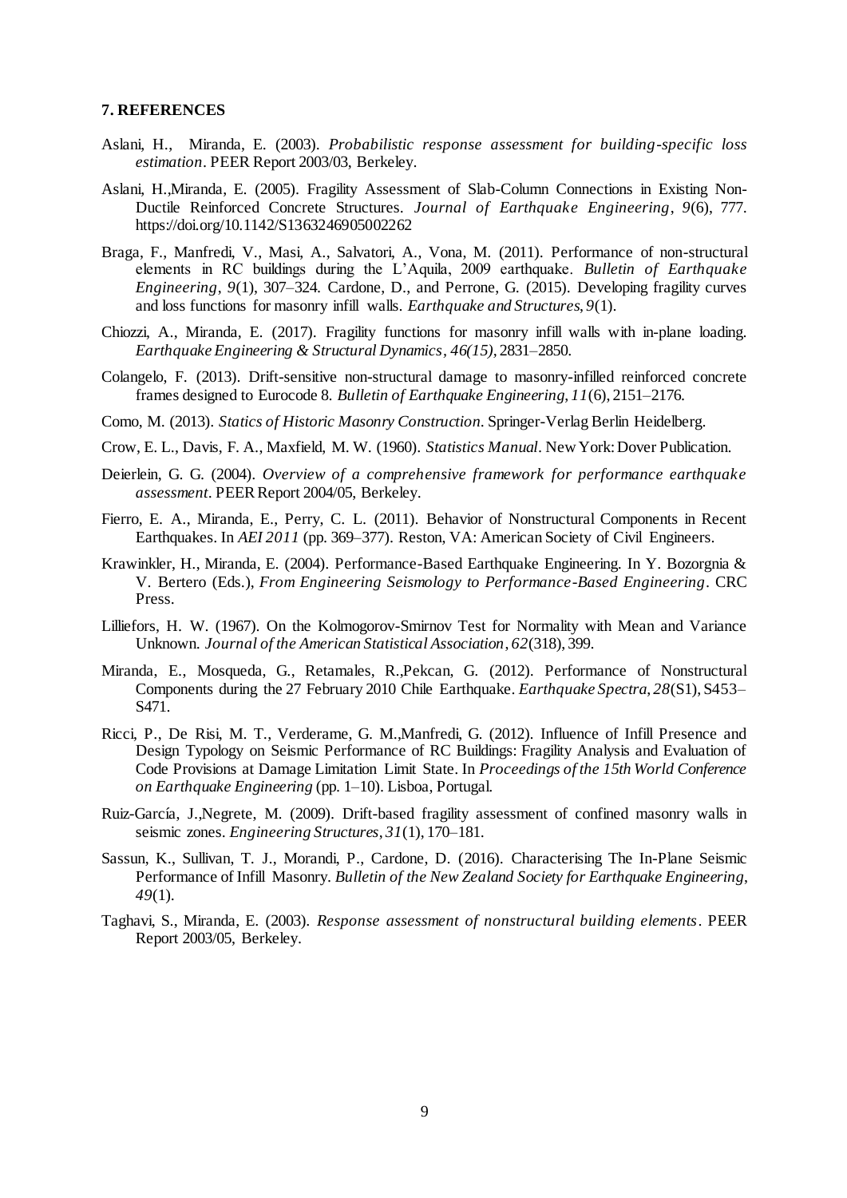### 7. REFERENCES

Aslani, H., Miranda, E. (2003). *Probabilistic response assessment for building-specific loss estimation*. PEER Report 2003/03, Berkeley.

Aslani, H.,Miranda, E. (2005). Fragility Assessment of Slab-Column Connections in Existing Non-Ductile Reinforced Concrete Structures. *Journal of Earthquake Engineering*, *9*(6), 777. https://doi.org/10.1142/S1363246905002262

Braga, F., Manfredi, V., Masi, A., Salvatori, A., Vona, M. (2011). Performance of non-structural elements in RC buildings during the L'Aquila, 2009 earthquake. *Bulletin of Earthquake Engineering*, *9*(1), 307–324. Cardone, D., and Perrone, G. (2015). Developing fragility curves and loss functions for masonry infill walls. *Earthquake and Structures*, *9*(1).

Chiozzi, A., Miranda, E. (2017). Fragility functions for masonry infill walls with in-plane loading. *Earthquake Engineering & Structural Dynamics*, *46(15)*, 2831–2850.

Colangelo, F. (2013). Drift-sensitive non-structural damage to masonry-infilled reinforced concrete frames designed to Eurocode 8. *Bulletin of Earthquake Engineering*, *11*(6), 2151–2176.

Como, M. (2013). *Statics of Historic Masonry Construction*. Springer-Verlag Berlin Heidelberg.

Crow, E. L., Davis, F. A., Maxfield, M. W. (1960). *Statistics Manual*. New York: Dover Publication.

Deierlein, G. G. (2004). *Overview of a comprehensive framework for performance earthquake assessment*. PEER Report 2004/05, Berkeley.

Fierro, E. A., Miranda, E., Perry, C. L. (2011). Behavior of Nonstructural Components in Recent Earthquakes. In *AEI 2011* (pp. 369–377). Reston, VA: American Society of Civil Engineers.

Krawinkler, H., Miranda, E. (2004). Performance-Based Earthquake Engineering. In Y. Bozorgnia & V. Bertero (Eds.), *From Engineering Seismology to Performance-Based Engineering*. CRC Press.

Lilliefors, H. W. (1967). On the Kolmogorov-Smirnov Test for Normality with Mean and Variance Unknown. *Journal of the American Statistical Association*, *62*(318), 399.

Miranda, E., Mosqueda, G., Retamales, R.,Pekcan, G. (2012). Performance of Nonstructural Components during the 27 February 2010 Chile Earthquake. *Earthquake Spectra*, *28*(S1), S453–S471.

Ricci, P., De Risi, M. T., Verderame, G. M.,Manfredi, G. (2012). Influence of Infill Presence and Design Typology on Seismic Performance of RC Buildings: Fragility Analysis and Evaluation of Code Provisions at Damage Limitation Limit State. In *Proceedings of the 15th World Conference on Earthquake Engineering* (pp. 1–10). Lisboa, Portugal.

Ruiz-García, J.,Negrete, M. (2009). Drift-based fragility assessment of confined masonry walls in seismic zones. *Engineering Structures*, *31*(1), 170–181.

Sassun, K., Sullivan, T. J., Morandi, P., Cardone, D. (2016). Characterising The In-Plane Seismic Performance of Infill Masonry. *Bulletin of the New Zealand Society for Earthquake Engineering*, *49*(1).

Taghavi, S., Miranda, E. (2003). *Response assessment of nonstructural building elements*. PEER Report 2003/05, Berkeley.